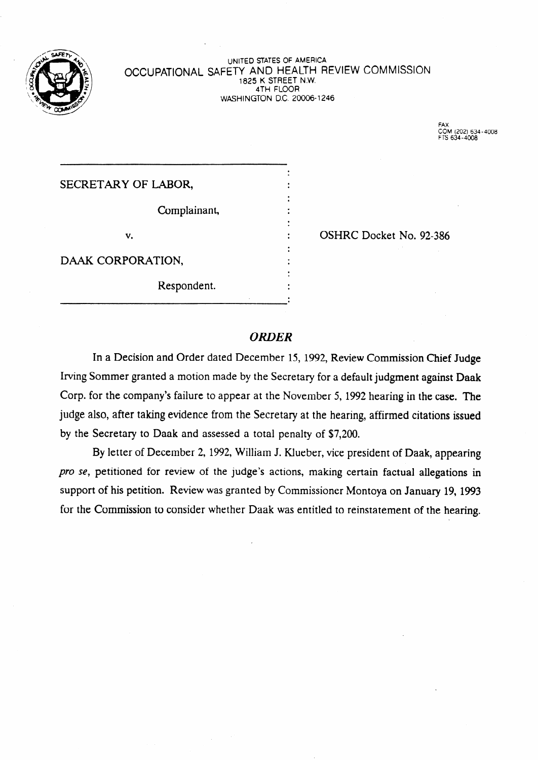UNITED STATES OF AMERICA
OCCUPATIONAL SAFETY AND HEALTH REVIEW COMMISSION
1825 K STREET N.W.
4TH FLOOR
WASHINGTON D.C. 20006-1246

FAX
COM (202) 634-4008
FTS 634-4008

| | |
|---|---|
| SECRETARY OF LABOR, | |
| Complainant, | |
| v. | OSHRC Docket No. 92-386 |
| DAAK CORPORATION, | |
| Respondent. | |

## *ORDER*

In a Decision and Order dated December 15, 1992, Review Commission Chief Judge Irving Sommer granted a motion made by the Secretary for a default judgment against Daak Corp. for the company's failure to appear at the November 5, 1992 hearing in the case. The judge also, after taking evidence from the Secretary at the hearing, affirmed citations issued by the Secretary to Daak and assessed a total penalty of $7,200.

By letter of December 2, 1992, William J. Klueber, vice president of Daak, appearing *pro se*, petitioned for review of the judge's actions, making certain factual allegations in support of his petition. Review was granted by Commissioner Montoya on January 19, 1993 for the Commission to consider whether Daak was entitled to reinstatement of the hearing.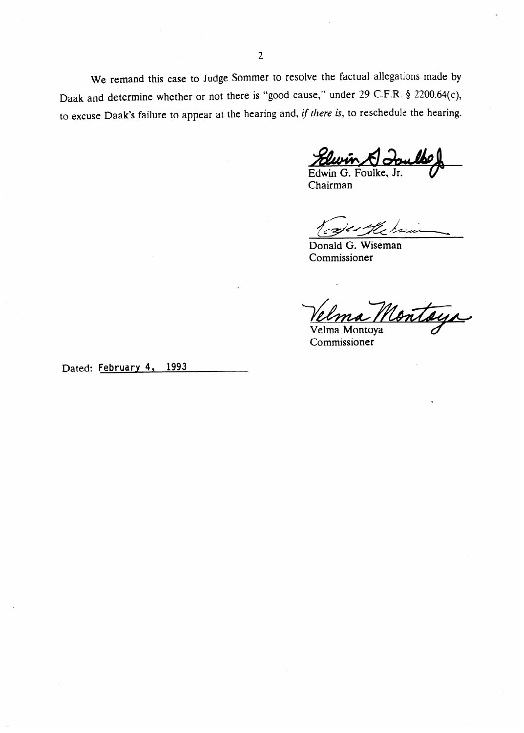We remand this case to Judge Sommer to resolve the factual allegations made by Daak and determine whether or not there is "good cause," under 29 C.F.R. § 2200.64(c), to excuse Daak's failure to appear at the hearing and, *if there is*, to reschedule the hearing.

Edwin G. Foulke, Jr.
Chairman

Donald G. Wiseman
Commissioner

Velma Montoya
Commissioner

Dated: February 4, 1993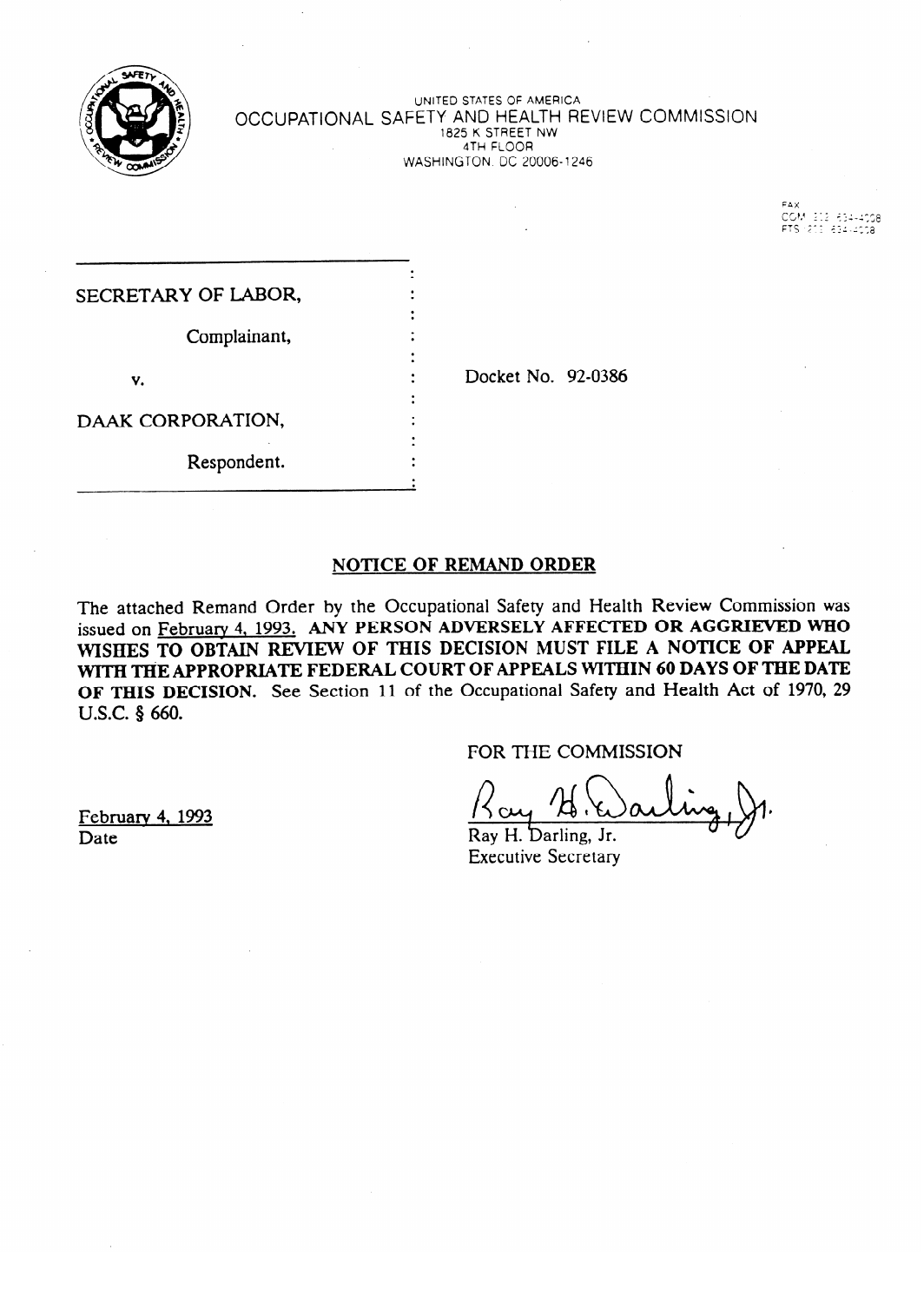UNITED STATES OF AMERICA
OCCUPATIONAL SAFETY AND HEALTH REVIEW COMMISSION
1825 K STREET NW
4TH FLOOR
WASHINGTON, DC 20006-1246

FAX
COM 202 634-4008
FTS 202 634-4008

SECRETARY OF LABOR,

Complainant,

v.

DAAK CORPORATION,

Respondent.

Docket No. 92-0386

## NOTICE OF REMAND ORDER

The attached Remand Order by the Occupational Safety and Health Review Commission was issued on February 4, 1993. **ANY PERSON ADVERSELY AFFECTED OR AGGRIEVED WHO WISHES TO OBTAIN REVIEW OF THIS DECISION MUST FILE A NOTICE OF APPEAL WITH THE APPROPRIATE FEDERAL COURT OF APPEALS WITHIN 60 DAYS OF THE DATE OF THIS DECISION.** See Section 11 of the Occupational Safety and Health Act of 1970, 29 U.S.C. § 660.

FOR THE COMMISSION

Ray H. Darling, Jr.
Executive Secretary

February 4, 1993
Date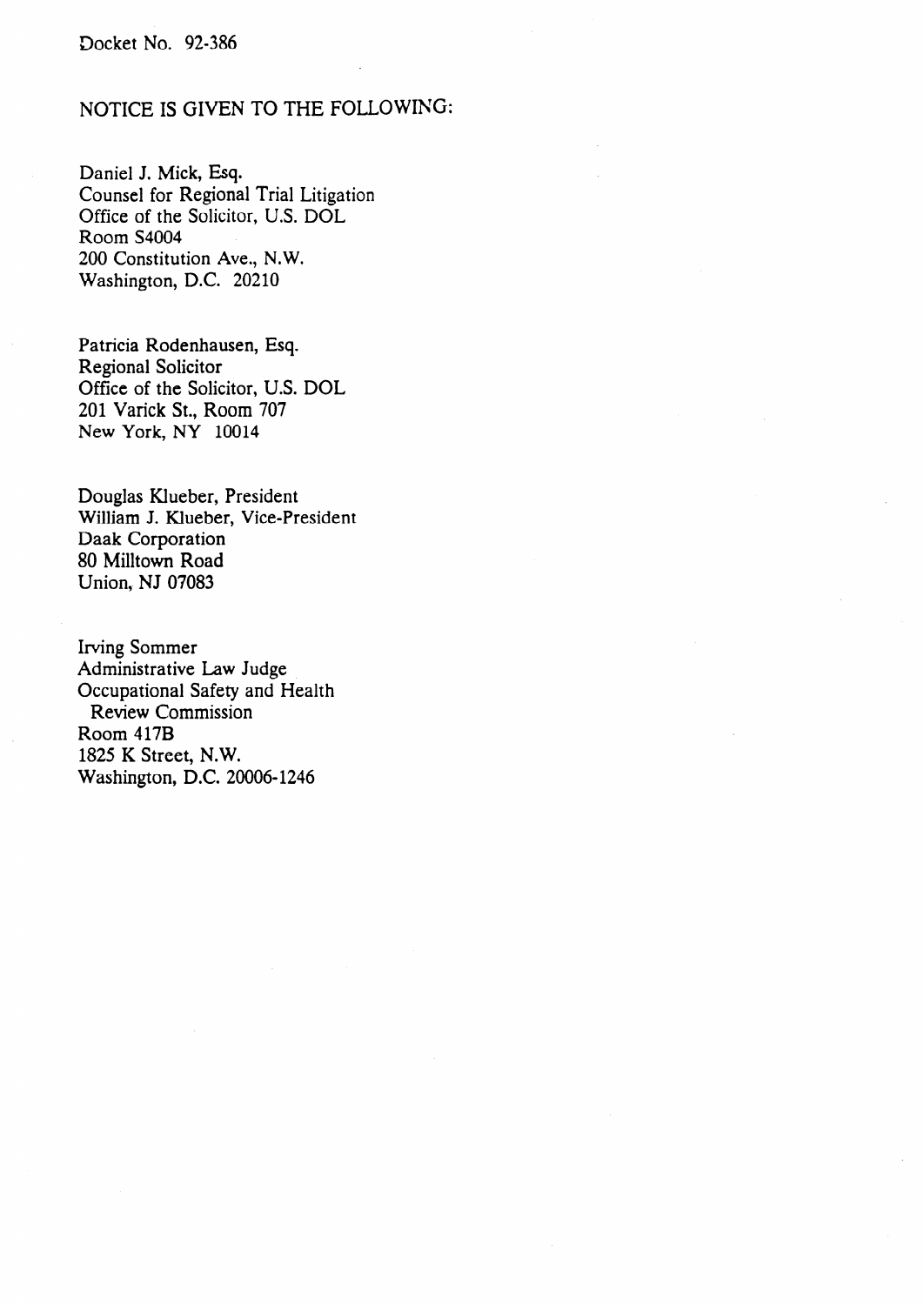Docket No. 92-386

NOTICE IS GIVEN TO THE FOLLOWING:

Daniel J. Mick, Esq.
Counsel for Regional Trial Litigation
Office of the Solicitor, U.S. DOL
Room S4004
200 Constitution Ave., N.W.
Washington, D.C. 20210

Patricia Rodenhausen, Esq.
Regional Solicitor
Office of the Solicitor, U.S. DOL
201 Varick St., Room 707
New York, NY 10014

Douglas Klueber, President
William J. Klueber, Vice-President
Daak Corporation
80 Milltown Road
Union, NJ 07083

Irving Sommer
Administrative Law Judge
Occupational Safety and Health
Review Commission
Room 417B
1825 K Street, N.W.
Washington, D.C. 20006-1246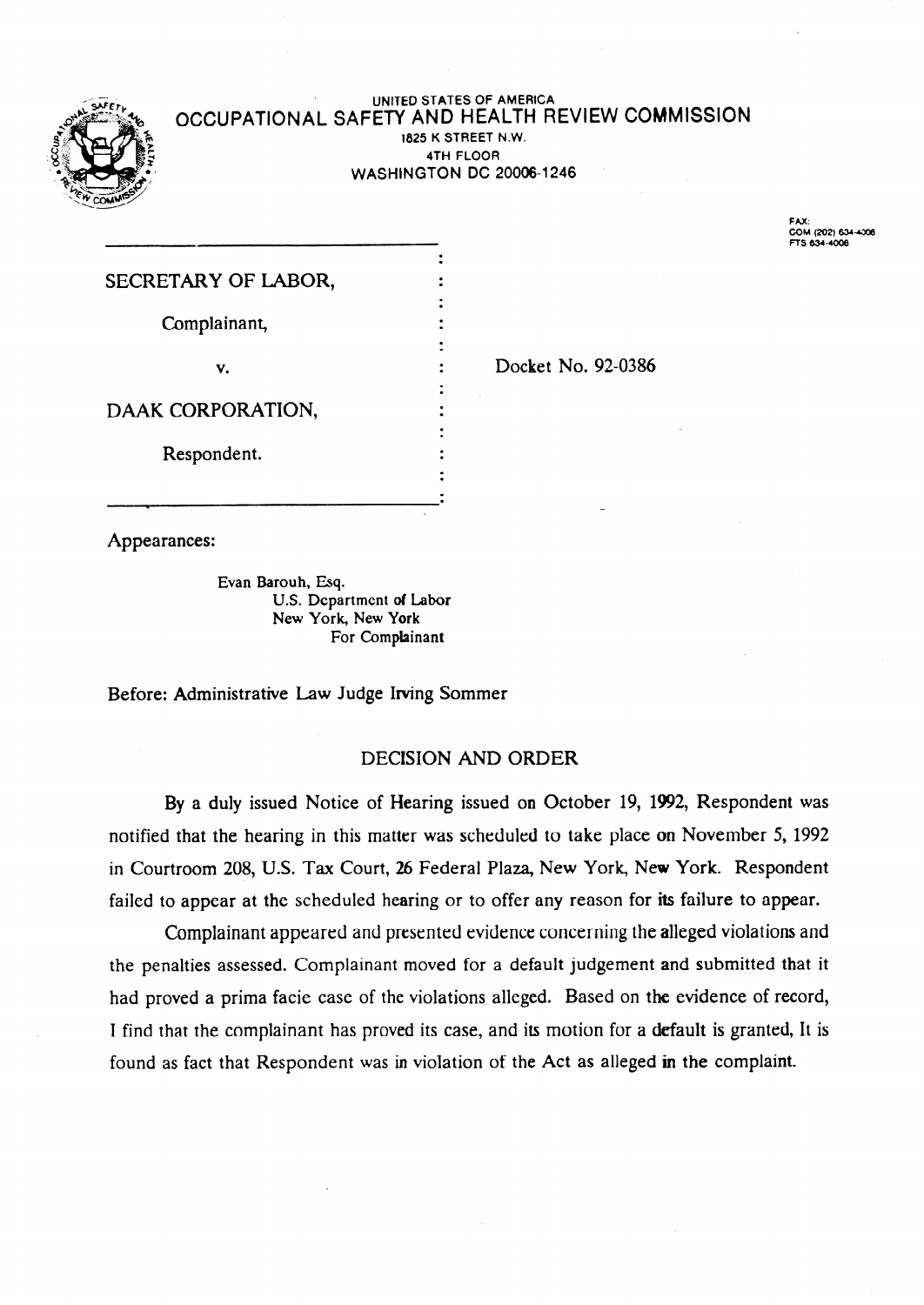UNITED STATES OF AMERICA

# OCCUPATIONAL SAFETY AND HEALTH REVIEW COMMISSION

1825 K STREET N.W.
4TH FLOOR
WASHINGTON DC 20006-1246

FAX:
COM (202) 634-4008
FTS 634-4008

SECRETARY OF LABOR,

Complainant,

v.

DAAK CORPORATION,

Respondent.

Docket No. 92-0386

Appearances:

Evan Barouh, Esq.
U.S. Department of Labor
New York, New York
For Complainant

Before: Administrative Law Judge Irving Sommer

## DECISION AND ORDER

By a duly issued Notice of Hearing issued on October 19, 1992, Respondent was notified that the hearing in this matter was scheduled to take place on November 5, 1992 in Courtroom 208, U.S. Tax Court, 26 Federal Plaza, New York, New York. Respondent failed to appear at the scheduled hearing or to offer any reason for its failure to appear.

Complainant appeared and presented evidence concerning the alleged violations and the penalties assessed. Complainant moved for a default judgement and submitted that it had proved a prima facie case of the violations alleged. Based on the evidence of record, I find that the complainant has proved its case, and its motion for a default is granted, It is found as fact that Respondent was in violation of the Act as alleged in the complaint.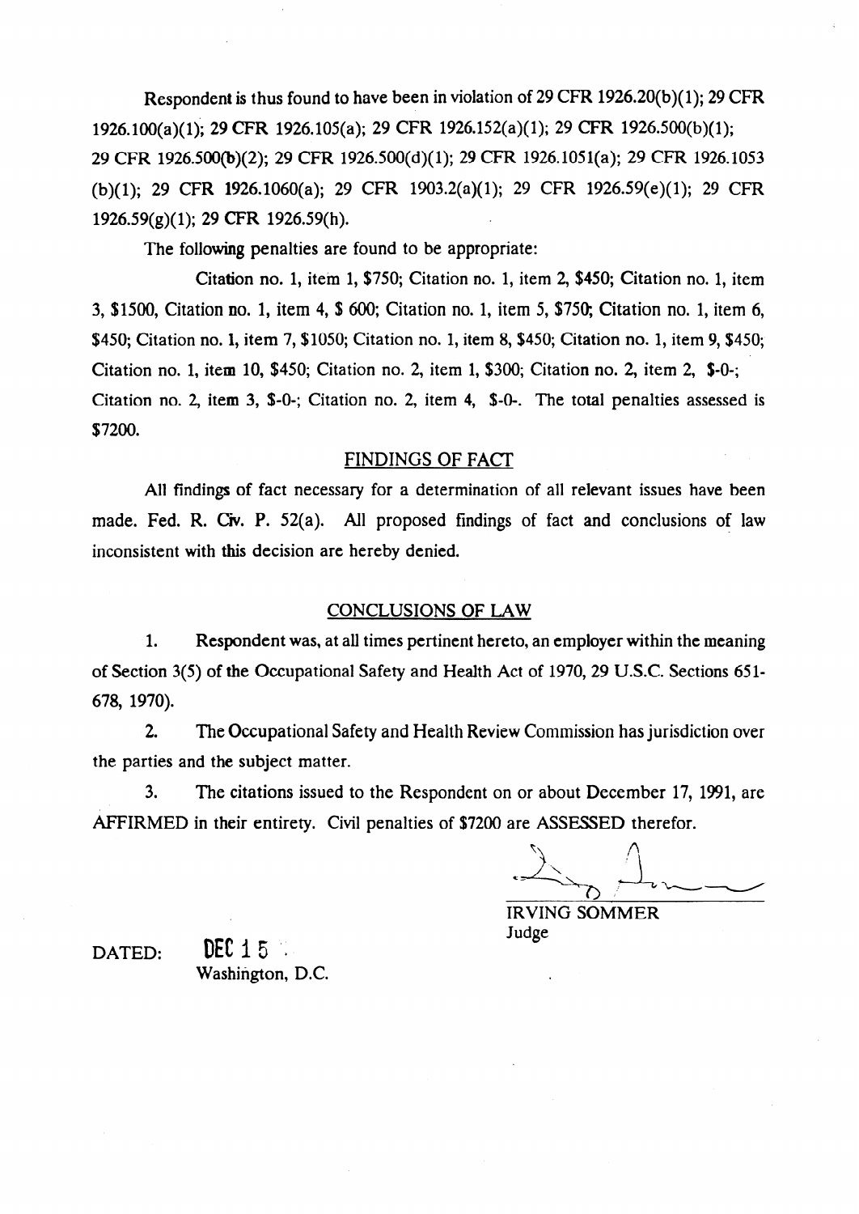Respondent is thus found to have been in violation of 29 CFR 1926.20(b)(1); 29 CFR 1926.100(a)(1); 29 CFR 1926.105(a); 29 CFR 1926.152(a)(1); 29 CFR 1926.500(b)(1); 29 CFR 1926.500(b)(2); 29 CFR 1926.500(d)(1); 29 CFR 1926.1051(a); 29 CFR 1926.1053 (b)(1); 29 CFR 1926.1060(a); 29 CFR 1903.2(a)(1); 29 CFR 1926.59(e)(1); 29 CFR 1926.59(g)(1); 29 CFR 1926.59(h).

The following penalties are found to be appropriate:

Citation no. 1, item 1, $750; Citation no. 1, item 2, $450; Citation no. 1, item 3, $1500, Citation no. 1, item 4, $ 600; Citation no. 1, item 5, $750; Citation no. 1, item 6, $450; Citation no. 1, item 7, $1050; Citation no. 1, item 8, $450; Citation no. 1, item 9, $450; Citation no. 1, item 10, $450; Citation no. 2, item 1, $300; Citation no. 2, item 2, $-0-; Citation no. 2, item 3, $-0-; Citation no. 2, item 4, $-0-. The total penalties assessed is $7200.

## FINDINGS OF FACT

All findings of fact necessary for a determination of all relevant issues have been made. Fed. R. Civ. P. 52(a). All proposed findings of fact and conclusions of law inconsistent with this decision are hereby denied.

## CONCLUSIONS OF LAW

1. Respondent was, at all times pertinent hereto, an employer within the meaning of Section 3(5) of the Occupational Safety and Health Act of 1970, 29 U.S.C. Sections 651-678, 1970).

2. The Occupational Safety and Health Review Commission has jurisdiction over the parties and the subject matter.

3. The citations issued to the Respondent on or about December 17, 1991, are AFFIRMED in their entirety. Civil penalties of $7200 are ASSESSED therefor.

IRVING SOMMER
Judge

DATED: DEC 15
Washington, D.C.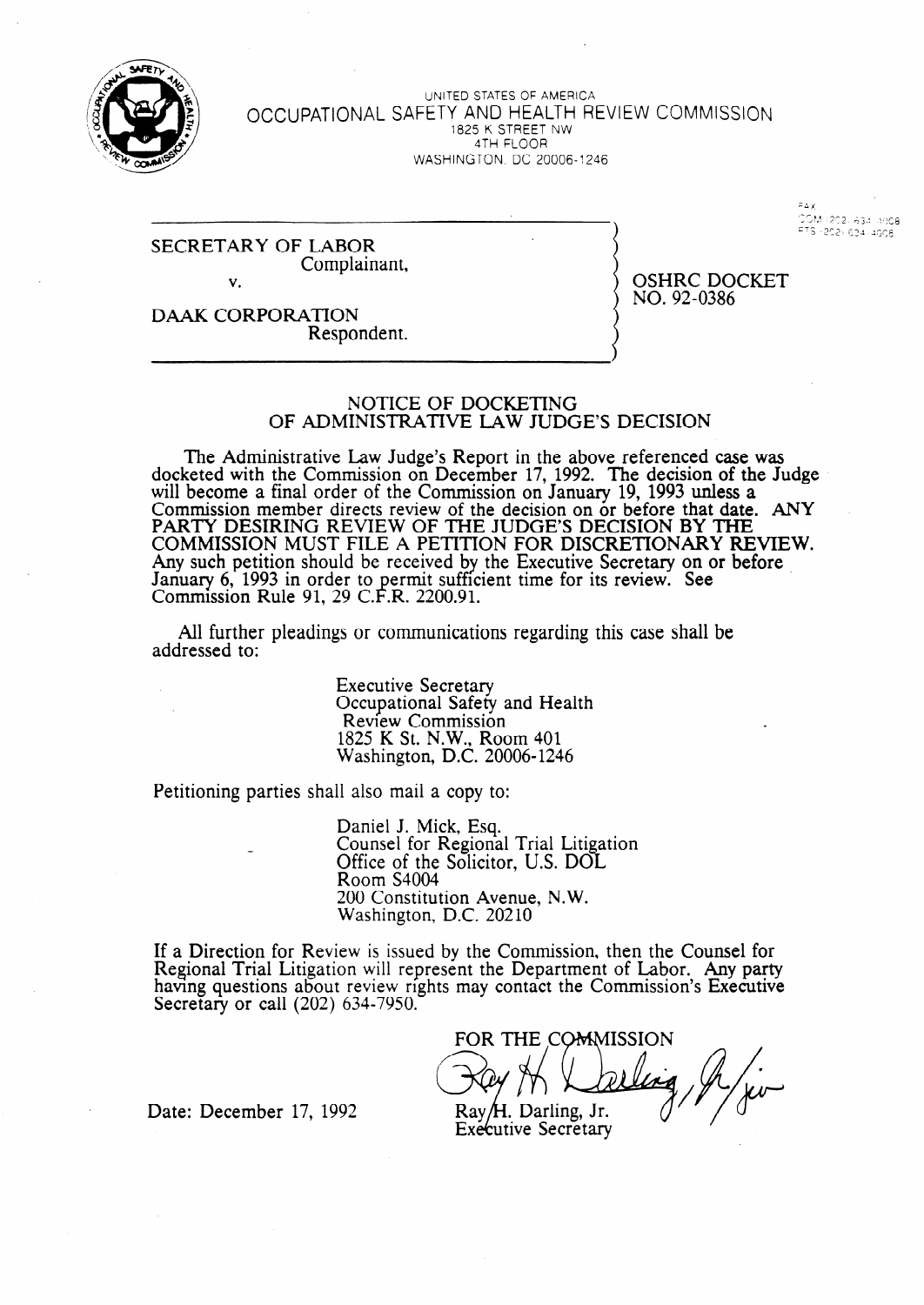UNITED STATES OF AMERICA
OCCUPATIONAL SAFETY AND HEALTH REVIEW COMMISSION
1825 K STREET NW
4TH FLOOR
WASHINGTON, DC 20006-1246

FAX
COM (202) 634-4008
FTS (202) 634-4008

| | |
|---|---|
| SECRETARY OF LABOR<br>Complainant,<br>v.<br>DAAK CORPORATION<br>Respondent. | OSHRC DOCKET<br>NO. 92-0386 |

## NOTICE OF DOCKETING OF ADMINISTRATIVE LAW JUDGE'S DECISION

The Administrative Law Judge's Report in the above referenced case was docketed with the Commission on December 17, 1992. The decision of the Judge will become a final order of the Commission on January 19, 1993 unless a Commission member directs review of the decision on or before that date. **ANY PARTY DESIRING REVIEW OF THE JUDGE'S DECISION BY THE COMMISSION MUST FILE A PETITION FOR DISCRETIONARY REVIEW.** Any such petition should be received by the Executive Secretary on or before January 6, 1993 in order to permit sufficient time for its review. See Commission Rule 91, 29 C.F.R. 2200.91.

All further pleadings or communications regarding this case shall be addressed to:

> Executive Secretary
> Occupational Safety and Health Review Commission
> 1825 K St. N.W., Room 401
> Washington, D.C. 20006-1246

Petitioning parties shall also mail a copy to:

> Daniel J. Mick, Esq.
> Counsel for Regional Trial Litigation
> Office of the Solicitor, U.S. DOL
> Room S4004
> 200 Constitution Avenue, N.W.
> Washington, D.C. 20210

If a Direction for Review is issued by the Commission, then the Counsel for Regional Trial Litigation will represent the Department of Labor. Any party having questions about review rights may contact the Commission's Executive Secretary or call (202) 634-7950.

FOR THE COMMISSION

Ray H. Darling, Jr.
Executive Secretary

Date: December 17, 1992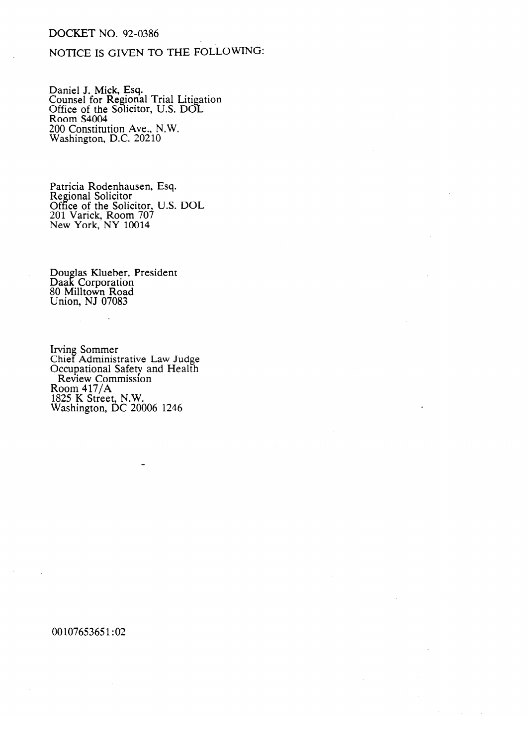DOCKET NO. 92-0386

NOTICE IS GIVEN TO THE FOLLOWING:

Daniel J. Mick, Esq.
Counsel for Regional Trial Litigation
Office of the Solicitor, U.S. DOL
Room S4004
200 Constitution Ave., N.W.
Washington, D.C. 20210

Patricia Rodenhausen, Esq.
Regional Solicitor
Office of the Solicitor, U.S. DOL
201 Varick, Room 707
New York, NY 10014

Douglas Klueber, President
Daak Corporation
80 Milltown Road
Union, NJ 07083

Irving Sommer
Chief Administrative Law Judge
Occupational Safety and Health
Review Commission
Room 417/A
1825 K Street, N.W.
Washington, DC 20006 1246

00107653651:02